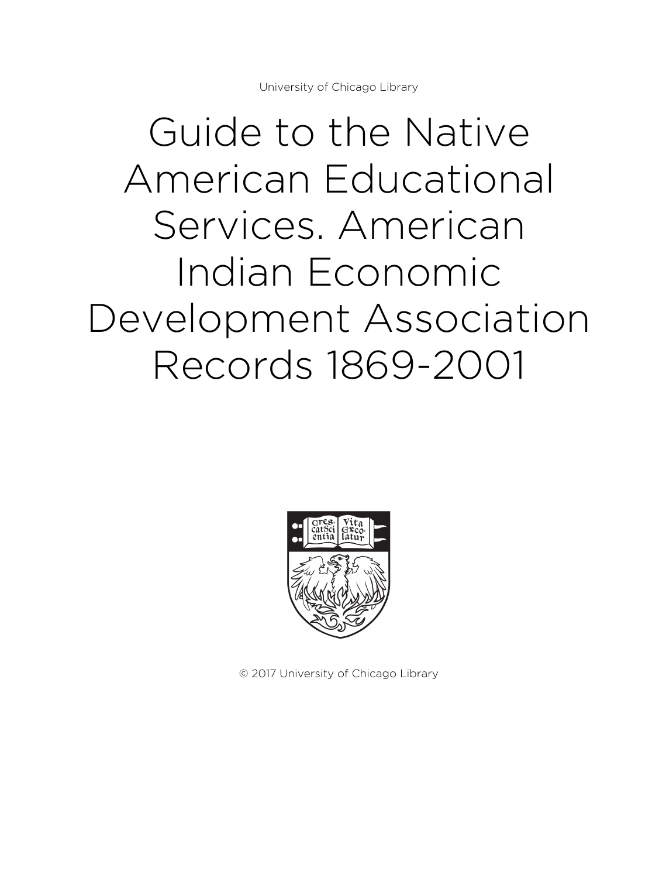University of Chicago Library

# Guide to the Native American Educational Services. American Indian Economic Development Association Records 1869-2001

© 2017 University of Chicago Library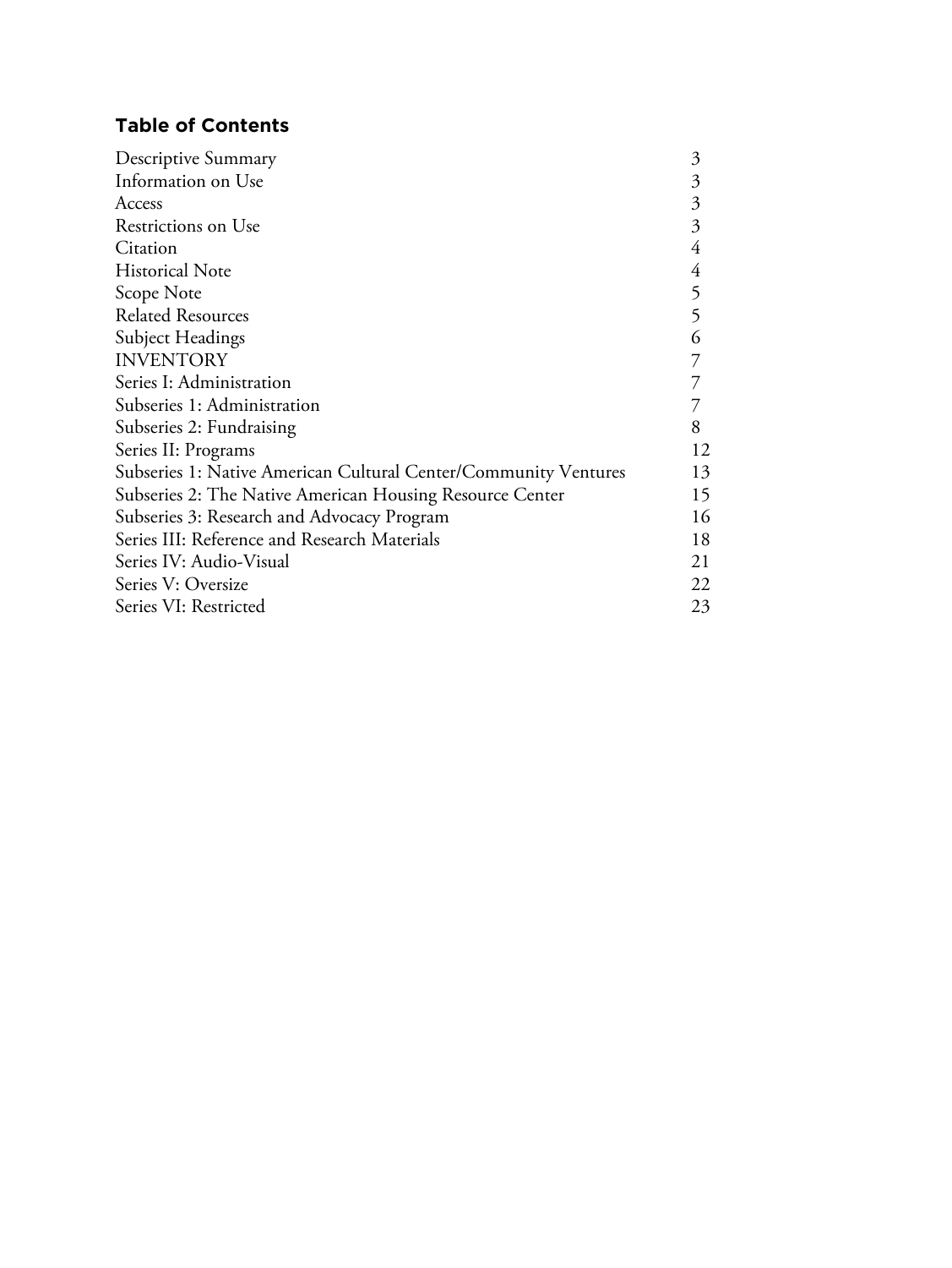## Table of Contents

| | |
|---|---|
| Descriptive Summary | 3 |
| Information on Use | 3 |
| Access | 3 |
| Restrictions on Use | 3 |
| Citation | 4 |
| Historical Note | 4 |
| Scope Note | 5 |
| Related Resources | 5 |
| Subject Headings | 6 |
| INVENTORY | 7 |
| Series I: Administration | 7 |
| Subseries 1: Administration | 7 |
| Subseries 2: Fundraising | 8 |
| Series II: Programs | 12 |
| Subseries 1: Native American Cultural Center/Community Ventures | 13 |
| Subseries 2: The Native American Housing Resource Center | 15 |
| Subseries 3: Research and Advocacy Program | 16 |
| Series III: Reference and Research Materials | 18 |
| Series IV: Audio-Visual | 21 |
| Series V: Oversize | 22 |
| Series VI: Restricted | 23 |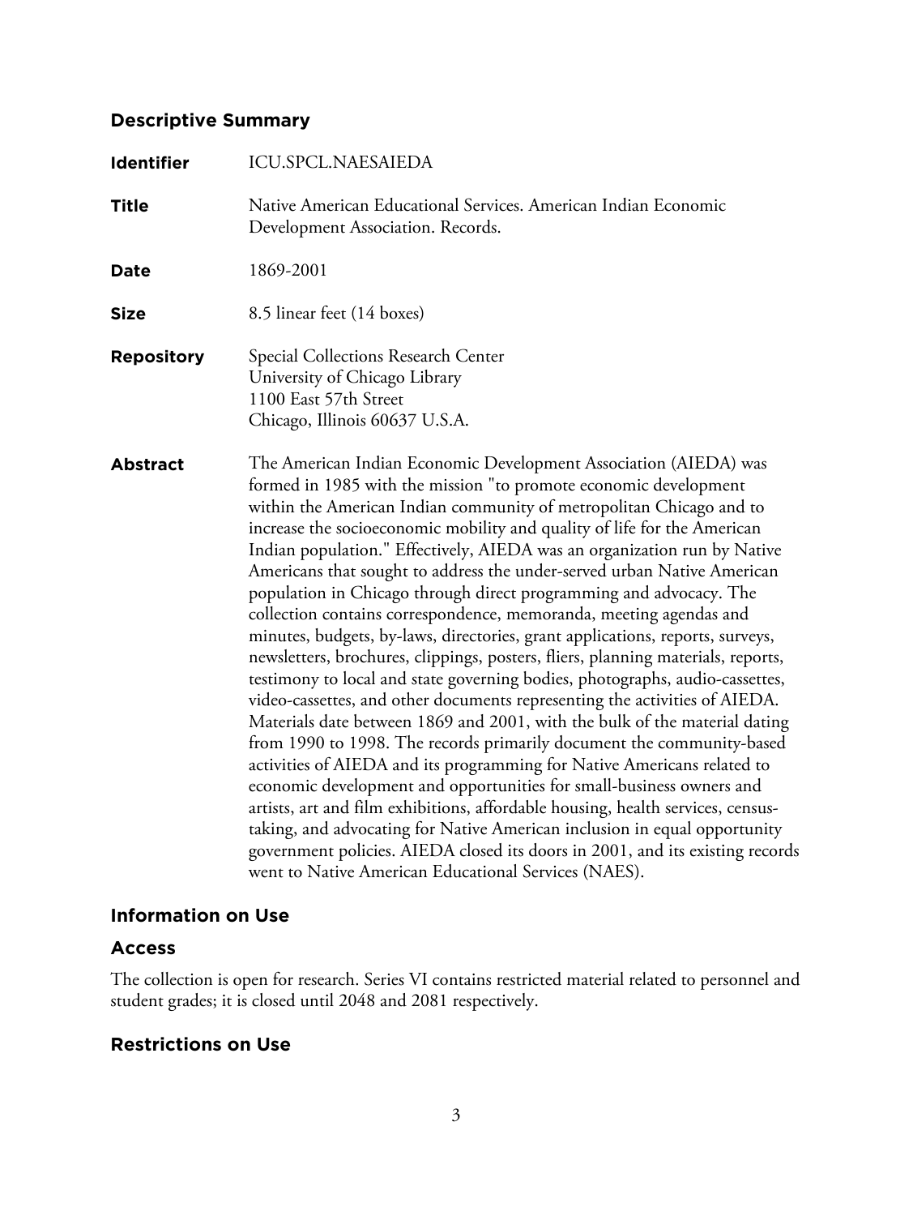## Descriptive Summary

| | |
|---|---|
| **Identifier** | ICU.SPCL.NAESAIEDA |
| **Title** | Native American Educational Services. American Indian Economic Development Association. Records. |
| **Date** | 1869-2001 |
| **Size** | 8.5 linear feet (14 boxes) |
| **Repository** | Special Collections Research Center<br>University of Chicago Library<br>1100 East 57th Street<br>Chicago, Illinois 60637 U.S.A. |
| **Abstract** | The American Indian Economic Development Association (AIEDA) was formed in 1985 with the mission "to promote economic development within the American Indian community of metropolitan Chicago and to increase the socioeconomic mobility and quality of life for the American Indian population." Effectively, AIEDA was an organization run by Native Americans that sought to address the under-served urban Native American population in Chicago through direct programming and advocacy. The collection contains correspondence, memoranda, meeting agendas and minutes, budgets, by-laws, directories, grant applications, reports, surveys, newsletters, brochures, clippings, posters, fliers, planning materials, reports, testimony to local and state governing bodies, photographs, audio-cassettes, video-cassettes, and other documents representing the activities of AIEDA. Materials date between 1869 and 2001, with the bulk of the material dating from 1990 to 1998. The records primarily document the community-based activities of AIEDA and its programming for Native Americans related to economic development and opportunities for small-business owners and artists, art and film exhibitions, affordable housing, health services, census-taking, and advocating for Native American inclusion in equal opportunity government policies. AIEDA closed its doors in 2001, and its existing records went to Native American Educational Services (NAES). |

## Information on Use

### Access

The collection is open for research. Series VI contains restricted material related to personnel and student grades; it is closed until 2048 and 2081 respectively.

### Restrictions on Use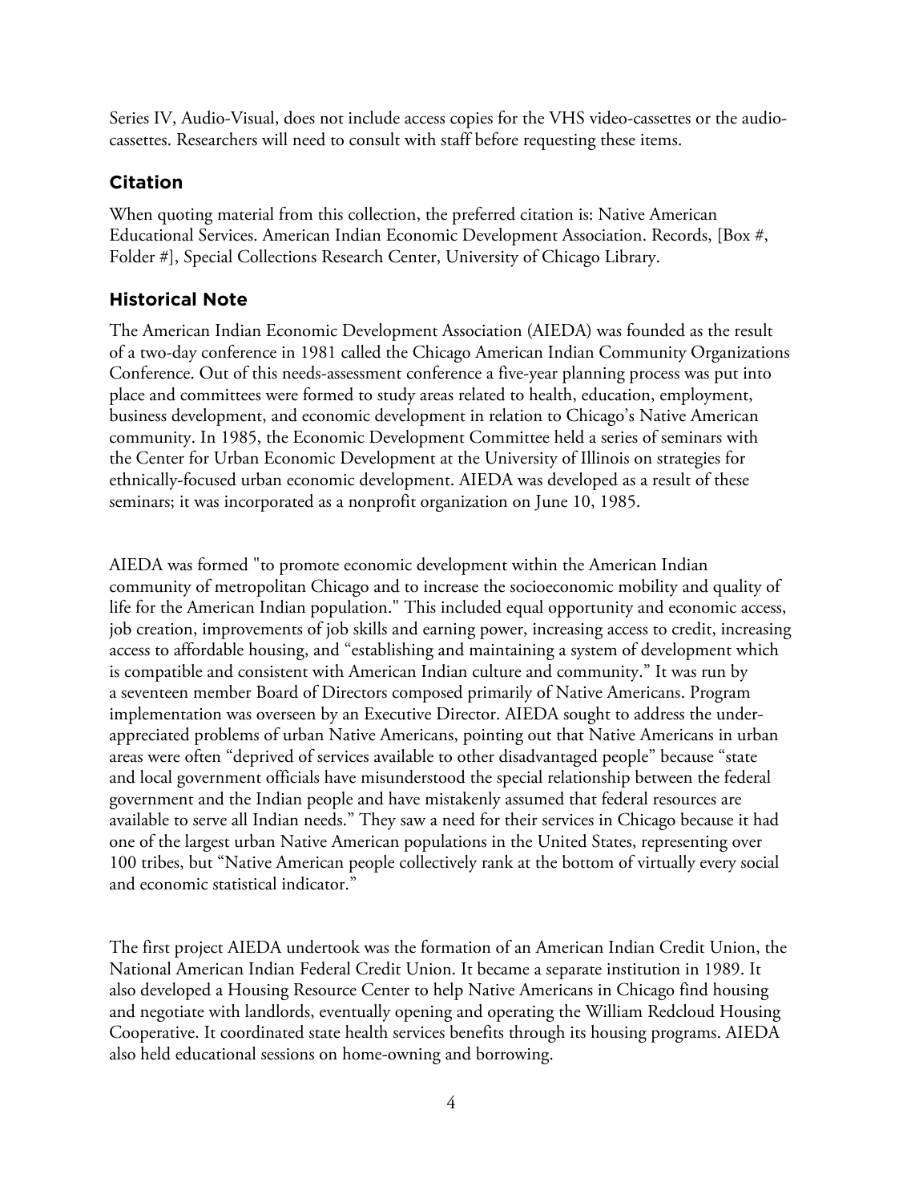Series IV, Audio-Visual, does not include access copies for the VHS video-cassettes or the audio-cassettes. Researchers will need to consult with staff before requesting these items.

## Citation

When quoting material from this collection, the preferred citation is: Native American Educational Services. American Indian Economic Development Association. Records, [Box #, Folder #], Special Collections Research Center, University of Chicago Library.

## Historical Note

The American Indian Economic Development Association (AIEDA) was founded as the result of a two-day conference in 1981 called the Chicago American Indian Community Organizations Conference. Out of this needs-assessment conference a five-year planning process was put into place and committees were formed to study areas related to health, education, employment, business development, and economic development in relation to Chicago's Native American community. In 1985, the Economic Development Committee held a series of seminars with the Center for Urban Economic Development at the University of Illinois on strategies for ethnically-focused urban economic development. AIEDA was developed as a result of these seminars; it was incorporated as a nonprofit organization on June 10, 1985.

AIEDA was formed "to promote economic development within the American Indian community of metropolitan Chicago and to increase the socioeconomic mobility and quality of life for the American Indian population." This included equal opportunity and economic access, job creation, improvements of job skills and earning power, increasing access to credit, increasing access to affordable housing, and "establishing and maintaining a system of development which is compatible and consistent with American Indian culture and community." It was run by a seventeen member Board of Directors composed primarily of Native Americans. Program implementation was overseen by an Executive Director. AIEDA sought to address the under-appreciated problems of urban Native Americans, pointing out that Native Americans in urban areas were often "deprived of services available to other disadvantaged people" because "state and local government officials have misunderstood the special relationship between the federal government and the Indian people and have mistakenly assumed that federal resources are available to serve all Indian needs." They saw a need for their services in Chicago because it had one of the largest urban Native American populations in the United States, representing over 100 tribes, but "Native American people collectively rank at the bottom of virtually every social and economic statistical indicator."

The first project AIEDA undertook was the formation of an American Indian Credit Union, the National American Indian Federal Credit Union. It became a separate institution in 1989. It also developed a Housing Resource Center to help Native Americans in Chicago find housing and negotiate with landlords, eventually opening and operating the William Redcloud Housing Cooperative. It coordinated state health services benefits through its housing programs. AIEDA also held educational sessions on home-owning and borrowing.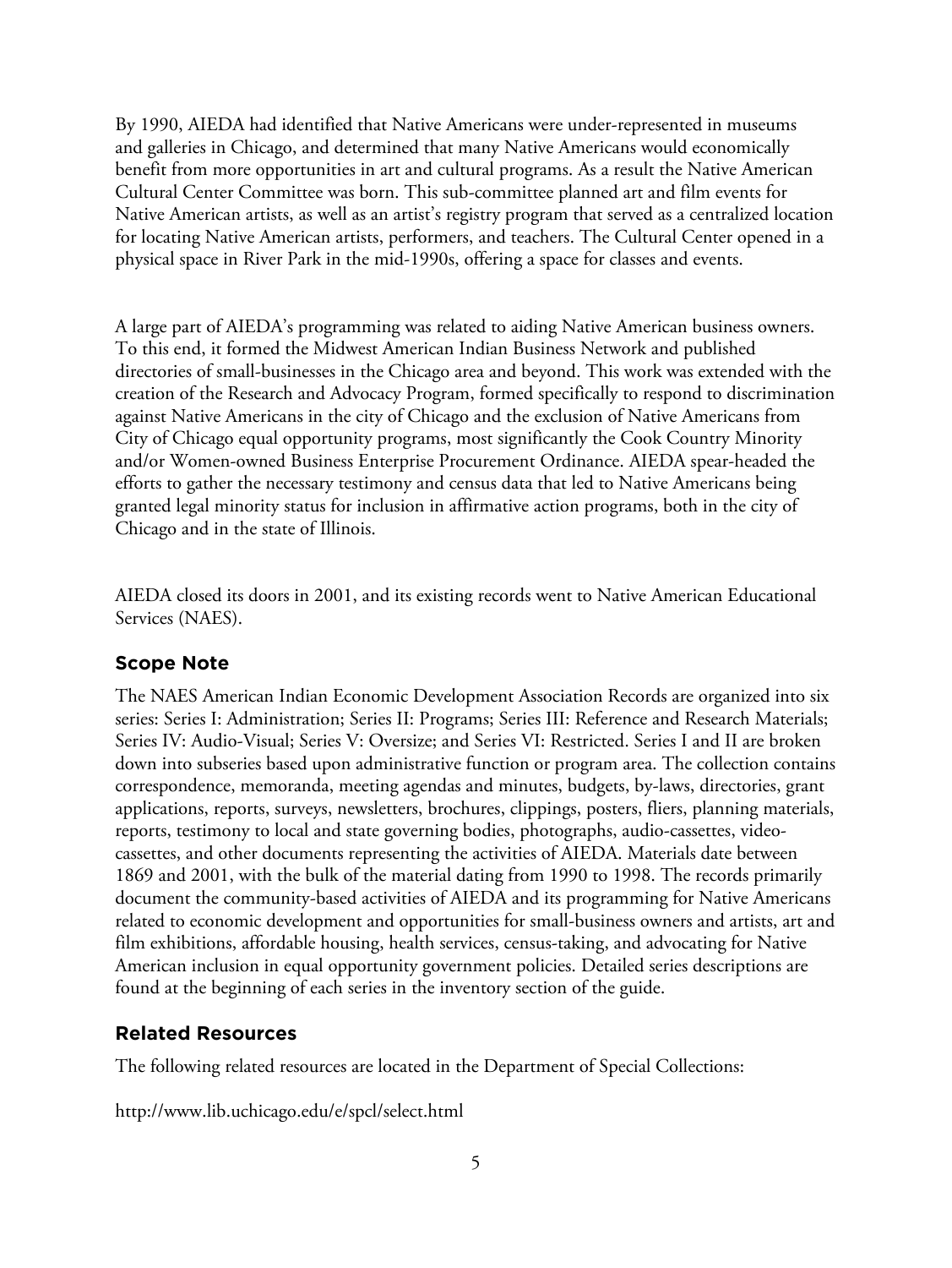By 1990, AIEDA had identified that Native Americans were under-represented in museums and galleries in Chicago, and determined that many Native Americans would economically benefit from more opportunities in art and cultural programs. As a result the Native American Cultural Center Committee was born. This sub-committee planned art and film events for Native American artists, as well as an artist's registry program that served as a centralized location for locating Native American artists, performers, and teachers. The Cultural Center opened in a physical space in River Park in the mid-1990s, offering a space for classes and events.

A large part of AIEDA's programming was related to aiding Native American business owners. To this end, it formed the Midwest American Indian Business Network and published directories of small-businesses in the Chicago area and beyond. This work was extended with the creation of the Research and Advocacy Program, formed specifically to respond to discrimination against Native Americans in the city of Chicago and the exclusion of Native Americans from City of Chicago equal opportunity programs, most significantly the Cook Country Minority and/or Women-owned Business Enterprise Procurement Ordinance. AIEDA spear-headed the efforts to gather the necessary testimony and census data that led to Native Americans being granted legal minority status for inclusion in affirmative action programs, both in the city of Chicago and in the state of Illinois.

AIEDA closed its doors in 2001, and its existing records went to Native American Educational Services (NAES).

## Scope Note

The NAES American Indian Economic Development Association Records are organized into six series: Series I: Administration; Series II: Programs; Series III: Reference and Research Materials; Series IV: Audio-Visual; Series V: Oversize; and Series VI: Restricted. Series I and II are broken down into subseries based upon administrative function or program area. The collection contains correspondence, memoranda, meeting agendas and minutes, budgets, by-laws, directories, grant applications, reports, surveys, newsletters, brochures, clippings, posters, fliers, planning materials, reports, testimony to local and state governing bodies, photographs, audio-cassettes, video-cassettes, and other documents representing the activities of AIEDA. Materials date between 1869 and 2001, with the bulk of the material dating from 1990 to 1998. The records primarily document the community-based activities of AIEDA and its programming for Native Americans related to economic development and opportunities for small-business owners and artists, art and film exhibitions, affordable housing, health services, census-taking, and advocating for Native American inclusion in equal opportunity government policies. Detailed series descriptions are found at the beginning of each series in the inventory section of the guide.

## Related Resources

The following related resources are located in the Department of Special Collections:

http://www.lib.uchicago.edu/e/spcl/select.html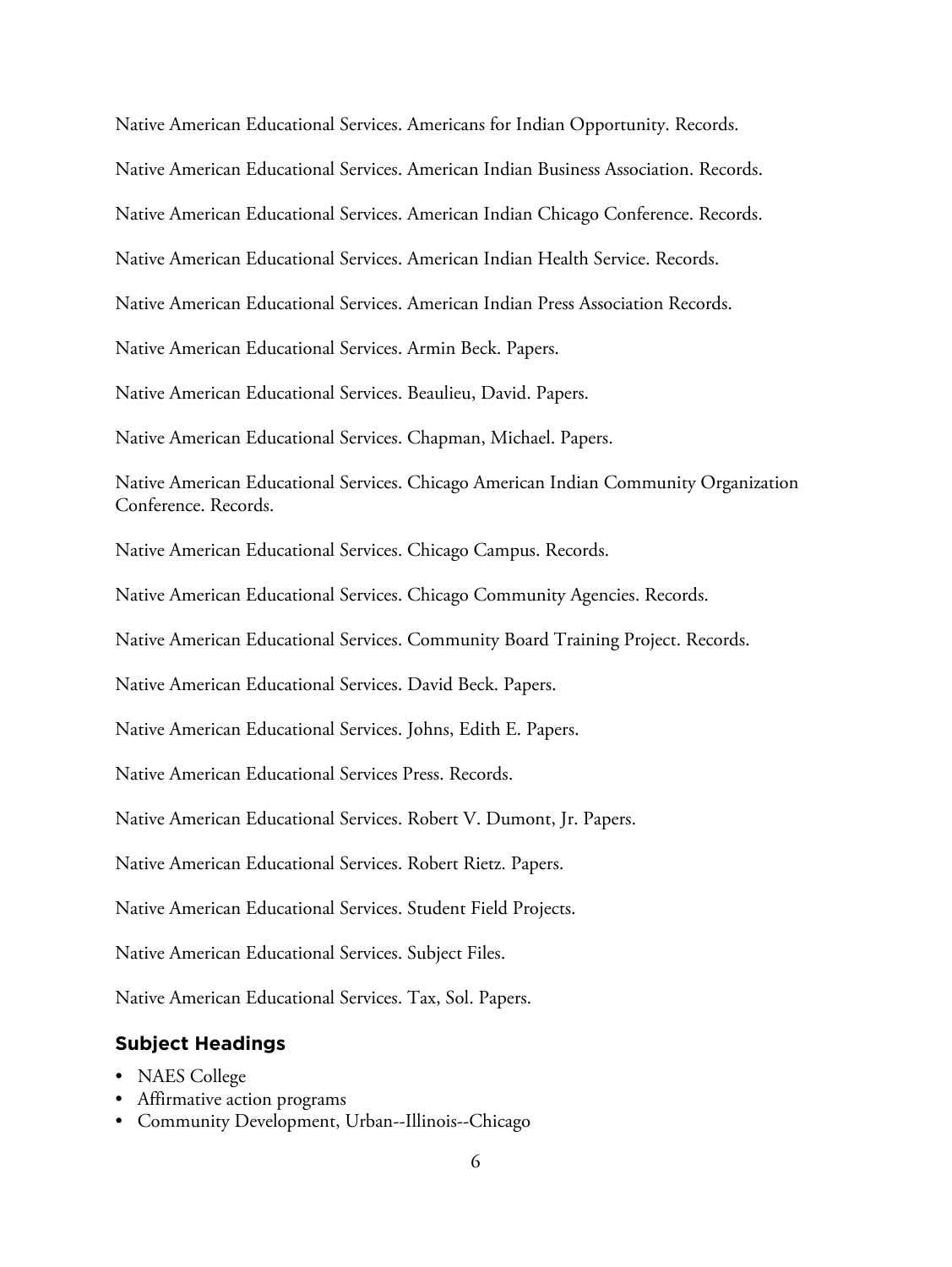Native American Educational Services. Americans for Indian Opportunity. Records.

Native American Educational Services. American Indian Business Association. Records.

Native American Educational Services. American Indian Chicago Conference. Records.

Native American Educational Services. American Indian Health Service. Records.

Native American Educational Services. American Indian Press Association Records.

Native American Educational Services. Armin Beck. Papers.

Native American Educational Services. Beaulieu, David. Papers.

Native American Educational Services. Chapman, Michael. Papers.

Native American Educational Services. Chicago American Indian Community Organization Conference. Records.

Native American Educational Services. Chicago Campus. Records.

Native American Educational Services. Chicago Community Agencies. Records.

Native American Educational Services. Community Board Training Project. Records.

Native American Educational Services. David Beck. Papers.

Native American Educational Services. Johns, Edith E. Papers.

Native American Educational Services Press. Records.

Native American Educational Services. Robert V. Dumont, Jr. Papers.

Native American Educational Services. Robert Rietz. Papers.

Native American Educational Services. Student Field Projects.

Native American Educational Services. Subject Files.

Native American Educational Services. Tax, Sol. Papers.

### Subject Headings

- NAES College
- Affirmative action programs
- Community Development, Urban--Illinois--Chicago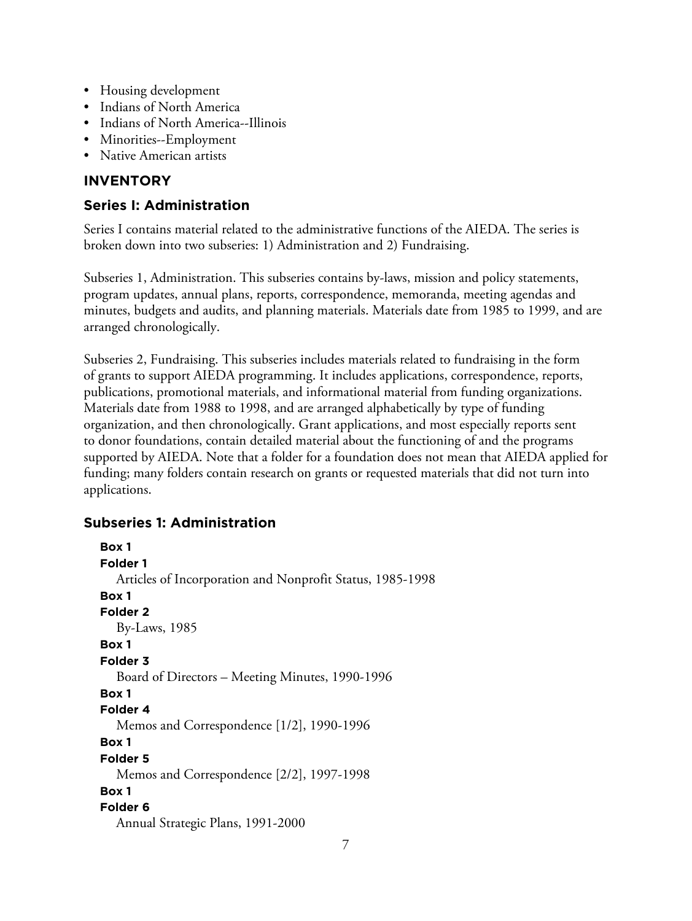- Housing development
- Indians of North America
- Indians of North America--Illinois
- Minorities--Employment
- Native American artists

## INVENTORY

### Series I: Administration

Series I contains material related to the administrative functions of the AIEDA. The series is broken down into two subseries: 1) Administration and 2) Fundraising.

Subseries 1, Administration. This subseries contains by-laws, mission and policy statements, program updates, annual plans, reports, correspondence, memoranda, meeting agendas and minutes, budgets and audits, and planning materials. Materials date from 1985 to 1999, and are arranged chronologically.

Subseries 2, Fundraising. This subseries includes materials related to fundraising in the form of grants to support AIEDA programming. It includes applications, correspondence, reports, publications, promotional materials, and informational material from funding organizations. Materials date from 1988 to 1998, and are arranged alphabetically by type of funding organization, and then chronologically. Grant applications, and most especially reports sent to donor foundations, contain detailed material about the functioning of and the programs supported by AIEDA. Note that a folder for a foundation does not mean that AIEDA applied for funding; many folders contain research on grants or requested materials that did not turn into applications.

### Subseries 1: Administration

**Box 1**
**Folder 1**
Articles of Incorporation and Nonprofit Status, 1985-1998

**Box 1**
**Folder 2**
By-Laws, 1985

**Box 1**
**Folder 3**
Board of Directors – Meeting Minutes, 1990-1996

**Box 1**
**Folder 4**
Memos and Correspondence [1/2], 1990-1996

**Box 1**
**Folder 5**
Memos and Correspondence [2/2], 1997-1998

**Box 1**
**Folder 6**
Annual Strategic Plans, 1991-2000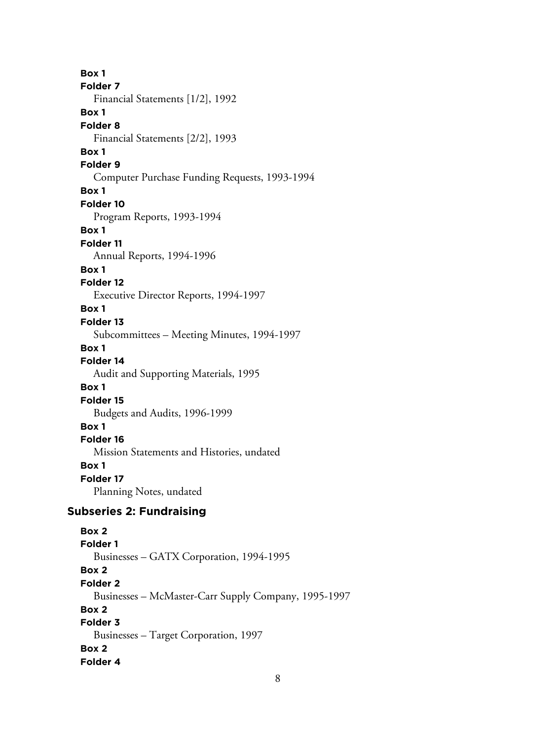**Box 1**
**Folder 7**
Financial Statements [1/2], 1992

**Box 1**
**Folder 8**
Financial Statements [2/2], 1993

**Box 1**
**Folder 9**
Computer Purchase Funding Requests, 1993-1994

**Box 1**
**Folder 10**
Program Reports, 1993-1994

**Box 1**
**Folder 11**
Annual Reports, 1994-1996

**Box 1**
**Folder 12**
Executive Director Reports, 1994-1997

**Box 1**
**Folder 13**
Subcommittees – Meeting Minutes, 1994-1997

**Box 1**
**Folder 14**
Audit and Supporting Materials, 1995

**Box 1**
**Folder 15**
Budgets and Audits, 1996-1999

**Box 1**
**Folder 16**
Mission Statements and Histories, undated

**Box 1**
**Folder 17**
Planning Notes, undated

## Subseries 2: Fundraising

**Box 2**
**Folder 1**
Businesses – GATX Corporation, 1994-1995

**Box 2**
**Folder 2**
Businesses – McMaster-Carr Supply Company, 1995-1997

**Box 2**
**Folder 3**
Businesses – Target Corporation, 1997

**Box 2**
**Folder 4**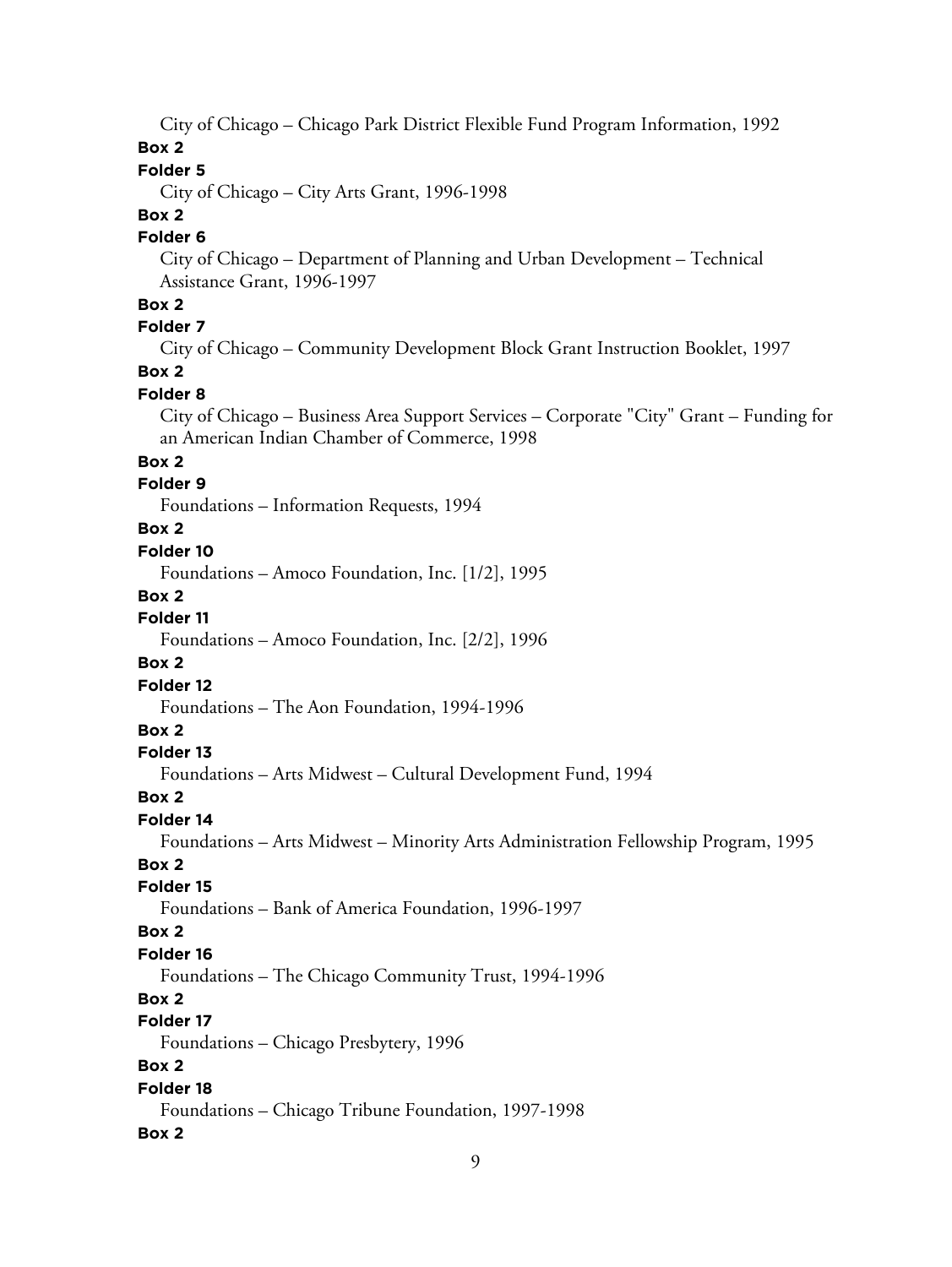City of Chicago – Chicago Park District Flexible Fund Program Information, 1992

**Box 2**

**Folder 5**

City of Chicago – City Arts Grant, 1996-1998

**Box 2**

**Folder 6**

City of Chicago – Department of Planning and Urban Development – Technical Assistance Grant, 1996-1997

**Box 2**

**Folder 7**

City of Chicago – Community Development Block Grant Instruction Booklet, 1997

**Box 2**

**Folder 8**

City of Chicago – Business Area Support Services – Corporate "City" Grant – Funding for an American Indian Chamber of Commerce, 1998

**Box 2**

**Folder 9**

Foundations – Information Requests, 1994

**Box 2**

**Folder 10**

Foundations – Amoco Foundation, Inc. [1/2], 1995

**Box 2**

**Folder 11**

Foundations – Amoco Foundation, Inc. [2/2], 1996

**Box 2**

**Folder 12**

Foundations – The Aon Foundation, 1994-1996

**Box 2**

**Folder 13**

Foundations – Arts Midwest – Cultural Development Fund, 1994

**Box 2**

**Folder 14**

Foundations – Arts Midwest – Minority Arts Administration Fellowship Program, 1995

**Box 2**

**Folder 15**

Foundations – Bank of America Foundation, 1996-1997

**Box 2**

**Folder 16**

Foundations – The Chicago Community Trust, 1994-1996

**Box 2**

**Folder 17**

Foundations – Chicago Presbytery, 1996

**Box 2**

**Folder 18**

Foundations – Chicago Tribune Foundation, 1997-1998

**Box 2**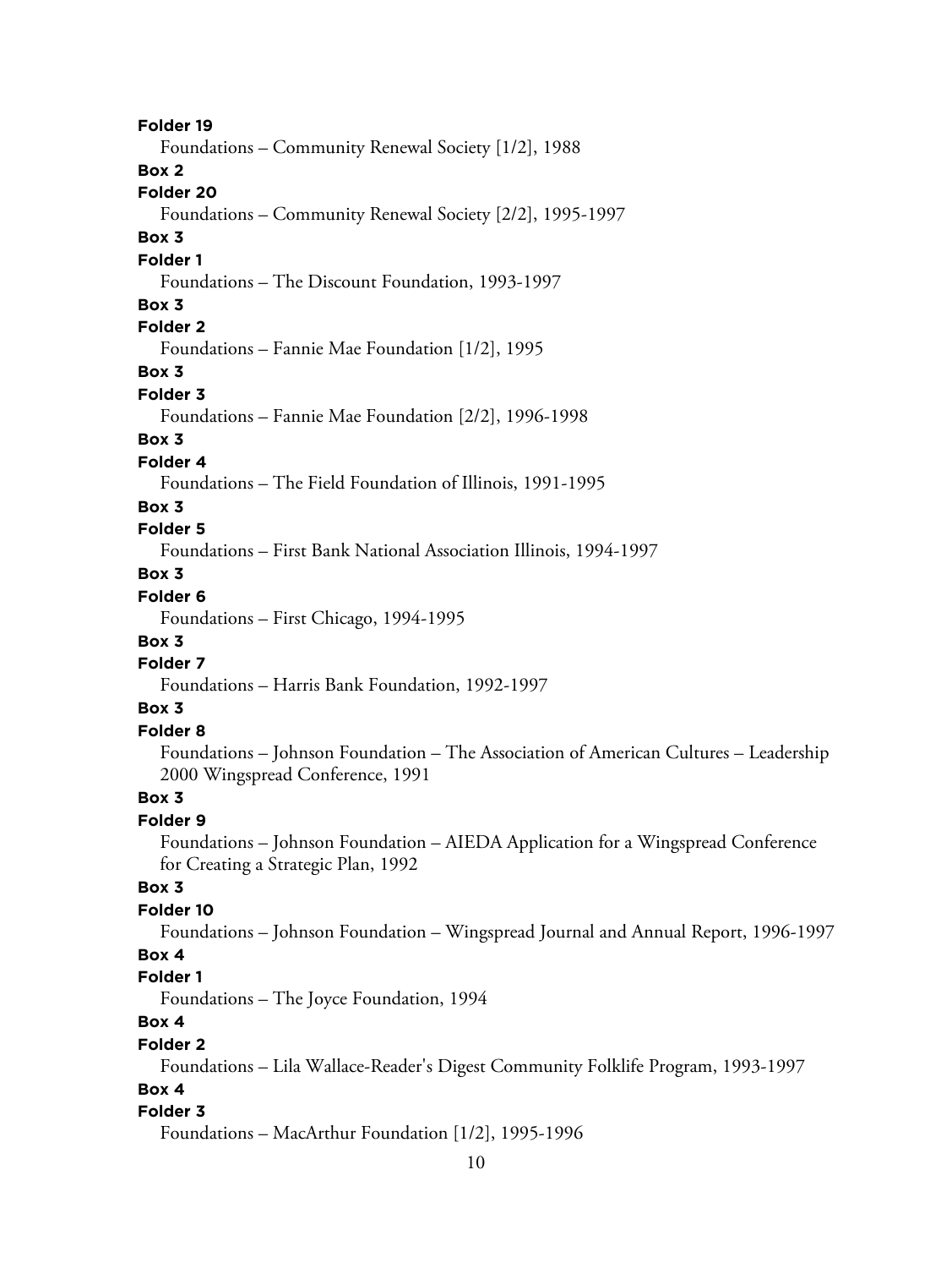**Folder 19**
Foundations – Community Renewal Society [1/2], 1988

**Box 2**
**Folder 20**
Foundations – Community Renewal Society [2/2], 1995-1997

**Box 3**
**Folder 1**
Foundations – The Discount Foundation, 1993-1997

**Box 3**
**Folder 2**
Foundations – Fannie Mae Foundation [1/2], 1995

**Box 3**
**Folder 3**
Foundations – Fannie Mae Foundation [2/2], 1996-1998

**Box 3**
**Folder 4**
Foundations – The Field Foundation of Illinois, 1991-1995

**Box 3**
**Folder 5**
Foundations – First Bank National Association Illinois, 1994-1997

**Box 3**
**Folder 6**
Foundations – First Chicago, 1994-1995

**Box 3**
**Folder 7**
Foundations – Harris Bank Foundation, 1992-1997

**Box 3**
**Folder 8**
Foundations – Johnson Foundation – The Association of American Cultures – Leadership 2000 Wingspread Conference, 1991

**Box 3**
**Folder 9**
Foundations – Johnson Foundation – AIEDA Application for a Wingspread Conference for Creating a Strategic Plan, 1992

**Box 3**
**Folder 10**
Foundations – Johnson Foundation – Wingspread Journal and Annual Report, 1996-1997

**Box 4**
**Folder 1**
Foundations – The Joyce Foundation, 1994

**Box 4**
**Folder 2**
Foundations – Lila Wallace-Reader's Digest Community Folklife Program, 1993-1997

**Box 4**
**Folder 3**
Foundations – MacArthur Foundation [1/2], 1995-1996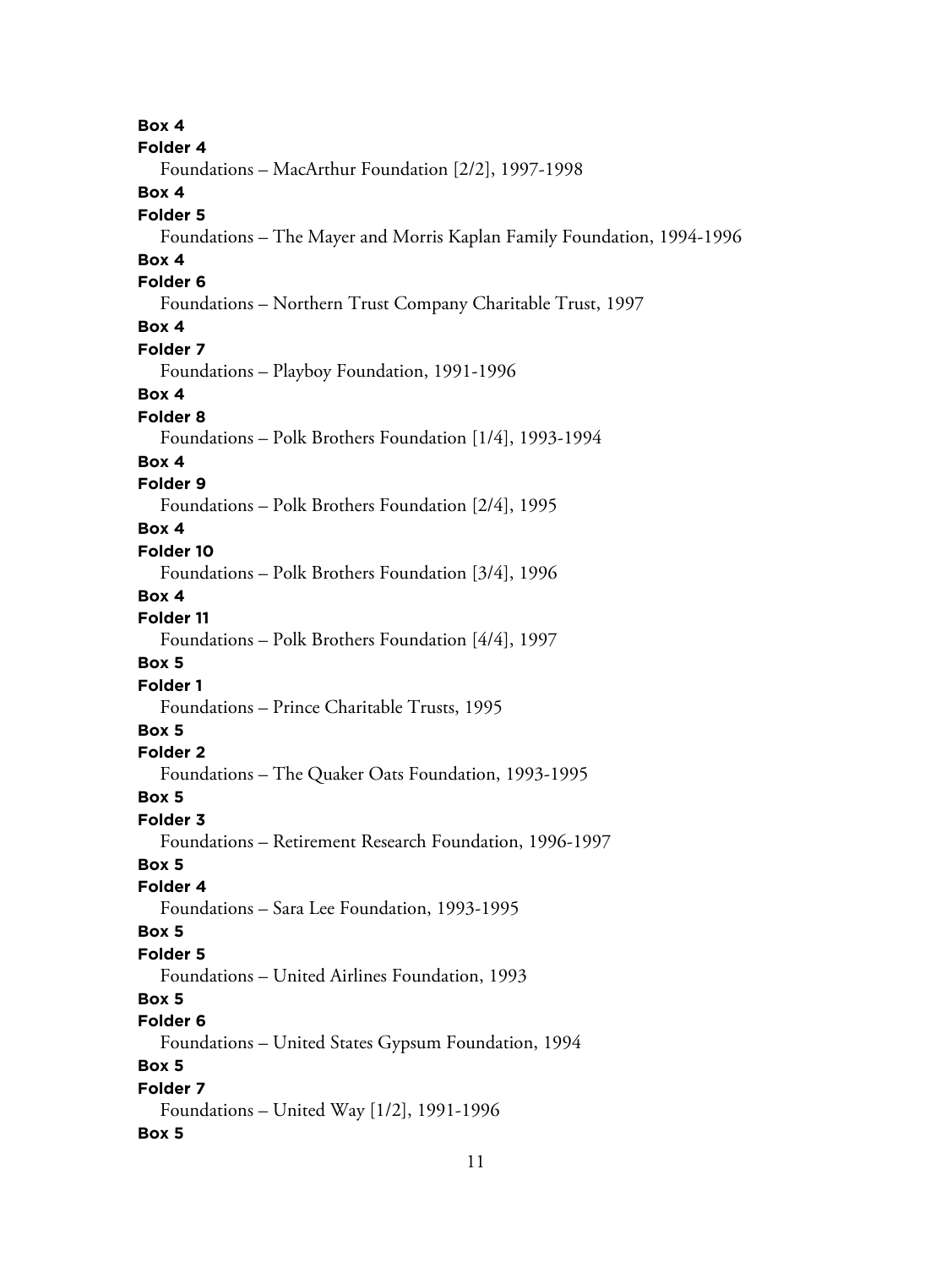**Box 4**
**Folder 4**
Foundations – MacArthur Foundation [2/2], 1997-1998
**Box 4**
**Folder 5**
Foundations – The Mayer and Morris Kaplan Family Foundation, 1994-1996
**Box 4**
**Folder 6**
Foundations – Northern Trust Company Charitable Trust, 1997
**Box 4**
**Folder 7**
Foundations – Playboy Foundation, 1991-1996
**Box 4**
**Folder 8**
Foundations – Polk Brothers Foundation [1/4], 1993-1994
**Box 4**
**Folder 9**
Foundations – Polk Brothers Foundation [2/4], 1995
**Box 4**
**Folder 10**
Foundations – Polk Brothers Foundation [3/4], 1996
**Box 4**
**Folder 11**
Foundations – Polk Brothers Foundation [4/4], 1997
**Box 5**
**Folder 1**
Foundations – Prince Charitable Trusts, 1995
**Box 5**
**Folder 2**
Foundations – The Quaker Oats Foundation, 1993-1995
**Box 5**
**Folder 3**
Foundations – Retirement Research Foundation, 1996-1997
**Box 5**
**Folder 4**
Foundations – Sara Lee Foundation, 1993-1995
**Box 5**
**Folder 5**
Foundations – United Airlines Foundation, 1993
**Box 5**
**Folder 6**
Foundations – United States Gypsum Foundation, 1994
**Box 5**
**Folder 7**
Foundations – United Way [1/2], 1991-1996
**Box 5**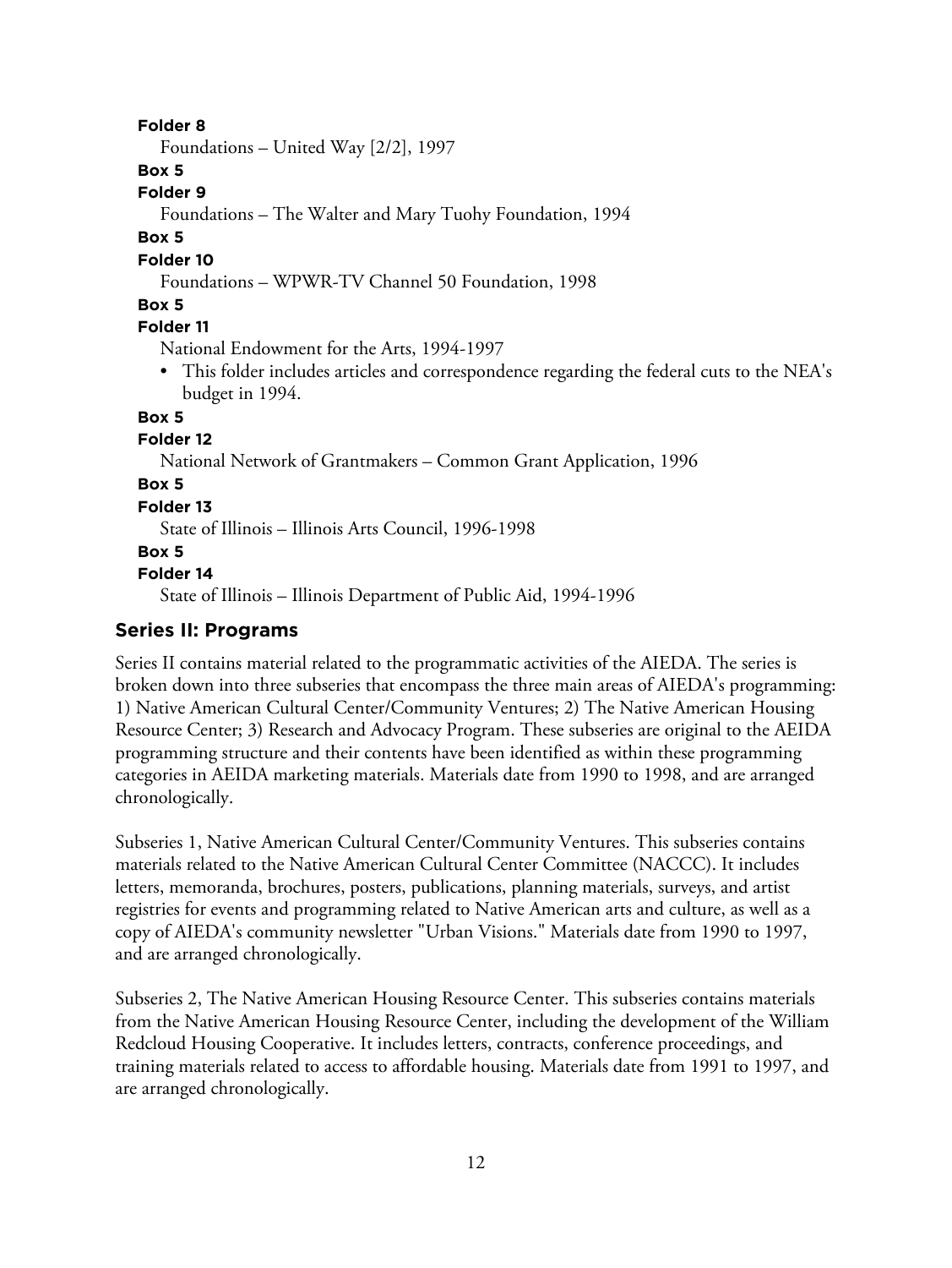**Folder 8**

Foundations – United Way [2/2], 1997

**Box 5**

**Folder 9**

Foundations – The Walter and Mary Tuohy Foundation, 1994

**Box 5**

**Folder 10**

Foundations – WPWR-TV Channel 50 Foundation, 1998

**Box 5**

**Folder 11**

National Endowment for the Arts, 1994-1997

- This folder includes articles and correspondence regarding the federal cuts to the NEA's budget in 1994.

**Box 5**

**Folder 12**

National Network of Grantmakers – Common Grant Application, 1996

**Box 5**

**Folder 13**

State of Illinois – Illinois Arts Council, 1996-1998

**Box 5**

**Folder 14**

State of Illinois – Illinois Department of Public Aid, 1994-1996

## Series II: Programs

Series II contains material related to the programmatic activities of the AIEDA. The series is broken down into three subseries that encompass the three main areas of AIEDA's programming: 1) Native American Cultural Center/Community Ventures; 2) The Native American Housing Resource Center; 3) Research and Advocacy Program. These subseries are original to the AEIDA programming structure and their contents have been identified as within these programming categories in AEIDA marketing materials. Materials date from 1990 to 1998, and are arranged chronologically.

Subseries 1, Native American Cultural Center/Community Ventures. This subseries contains materials related to the Native American Cultural Center Committee (NACCC). It includes letters, memoranda, brochures, posters, publications, planning materials, surveys, and artist registries for events and programming related to Native American arts and culture, as well as a copy of AIEDA's community newsletter "Urban Visions." Materials date from 1990 to 1997, and are arranged chronologically.

Subseries 2, The Native American Housing Resource Center. This subseries contains materials from the Native American Housing Resource Center, including the development of the William Redcloud Housing Cooperative. It includes letters, contracts, conference proceedings, and training materials related to access to affordable housing. Materials date from 1991 to 1997, and are arranged chronologically.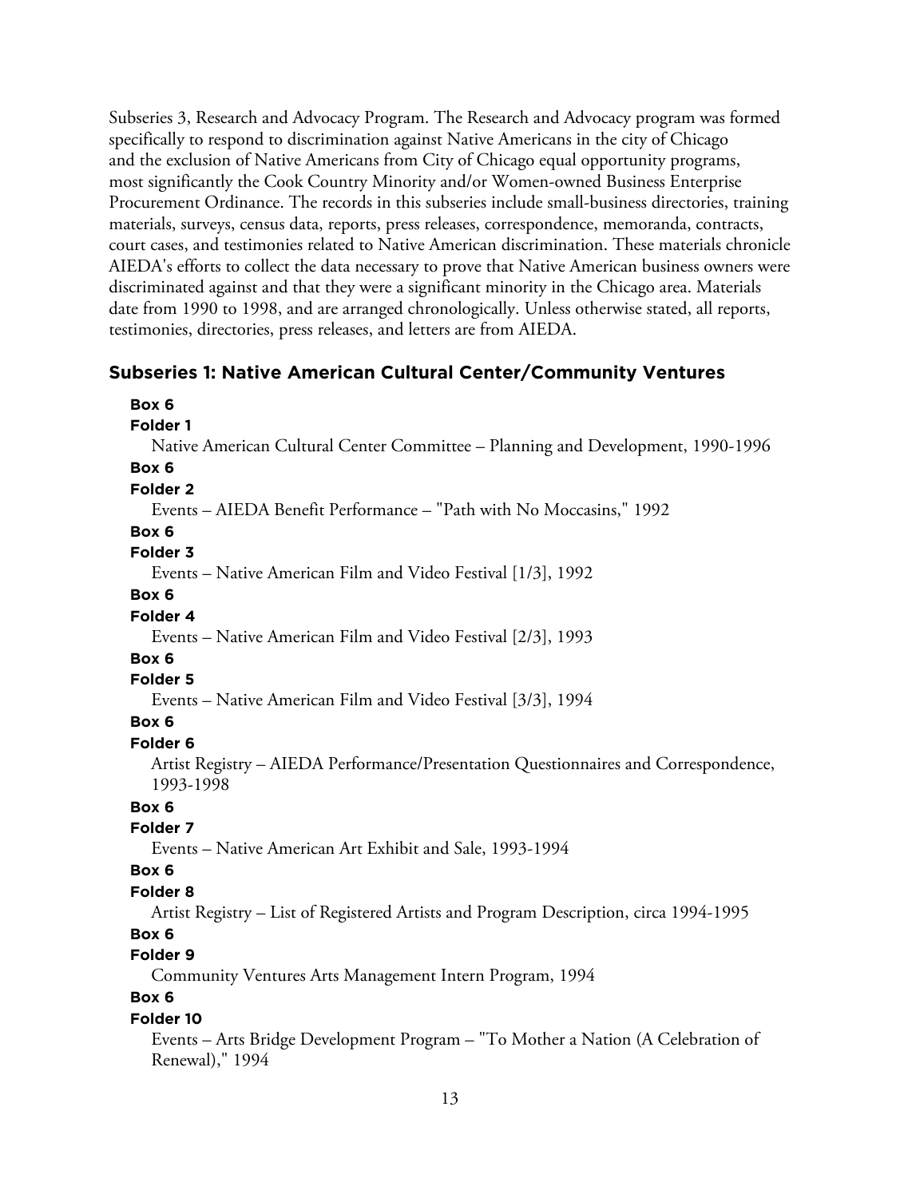Subseries 3, Research and Advocacy Program. The Research and Advocacy program was formed specifically to respond to discrimination against Native Americans in the city of Chicago and the exclusion of Native Americans from City of Chicago equal opportunity programs, most significantly the Cook Country Minority and/or Women-owned Business Enterprise Procurement Ordinance. The records in this subseries include small-business directories, training materials, surveys, census data, reports, press releases, correspondence, memoranda, contracts, court cases, and testimonies related to Native American discrimination. These materials chronicle AIEDA's efforts to collect the data necessary to prove that Native American business owners were discriminated against and that they were a significant minority in the Chicago area. Materials date from 1990 to 1998, and are arranged chronologically. Unless otherwise stated, all reports, testimonies, directories, press releases, and letters are from AIEDA.

## Subseries 1: Native American Cultural Center/Community Ventures

**Box 6**
**Folder 1**
Native American Cultural Center Committee – Planning and Development, 1990-1996

**Box 6**
**Folder 2**
Events – AIEDA Benefit Performance – "Path with No Moccasins," 1992

**Box 6**
**Folder 3**
Events – Native American Film and Video Festival [1/3], 1992

**Box 6**
**Folder 4**
Events – Native American Film and Video Festival [2/3], 1993

**Box 6**
**Folder 5**
Events – Native American Film and Video Festival [3/3], 1994

**Box 6**
**Folder 6**
Artist Registry – AIEDA Performance/Presentation Questionnaires and Correspondence, 1993-1998

**Box 6**
**Folder 7**
Events – Native American Art Exhibit and Sale, 1993-1994

**Box 6**
**Folder 8**
Artist Registry – List of Registered Artists and Program Description, circa 1994-1995

**Box 6**
**Folder 9**
Community Ventures Arts Management Intern Program, 1994

**Box 6**
**Folder 10**
Events – Arts Bridge Development Program – "To Mother a Nation (A Celebration of Renewal)," 1994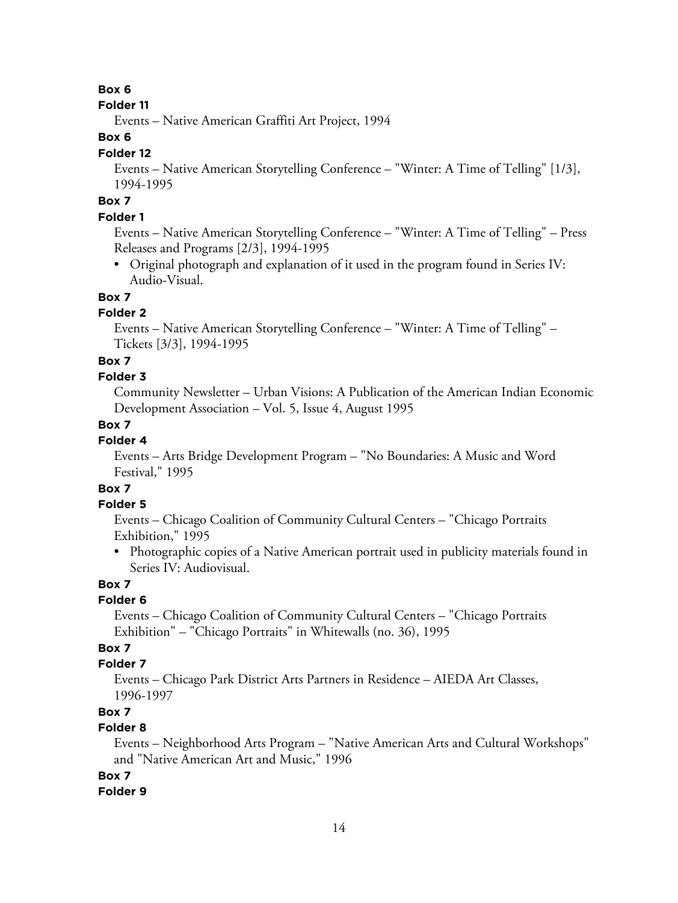**Box 6**

**Folder 11**

Events – Native American Graffiti Art Project, 1994

**Box 6**

**Folder 12**

Events – Native American Storytelling Conference – "Winter: A Time of Telling" [1/3], 1994-1995

**Box 7**

**Folder 1**

Events – Native American Storytelling Conference – "Winter: A Time of Telling" – Press Releases and Programs [2/3], 1994-1995

- Original photograph and explanation of it used in the program found in Series IV: Audio-Visual.

**Box 7**

**Folder 2**

Events – Native American Storytelling Conference – "Winter: A Time of Telling" – Tickets [3/3], 1994-1995

**Box 7**

**Folder 3**

Community Newsletter – Urban Visions: A Publication of the American Indian Economic Development Association – Vol. 5, Issue 4, August 1995

**Box 7**

**Folder 4**

Events – Arts Bridge Development Program – "No Boundaries: A Music and Word Festival," 1995

**Box 7**

**Folder 5**

Events – Chicago Coalition of Community Cultural Centers – "Chicago Portraits Exhibition," 1995

- Photographic copies of a Native American portrait used in publicity materials found in Series IV: Audiovisual.

**Box 7**

**Folder 6**

Events – Chicago Coalition of Community Cultural Centers – "Chicago Portraits Exhibition" – "Chicago Portraits" in Whitewalls (no. 36), 1995

**Box 7**

**Folder 7**

Events – Chicago Park District Arts Partners in Residence – AIEDA Art Classes, 1996-1997

**Box 7**

**Folder 8**

Events – Neighborhood Arts Program – "Native American Arts and Cultural Workshops" and "Native American Art and Music," 1996

**Box 7**

**Folder 9**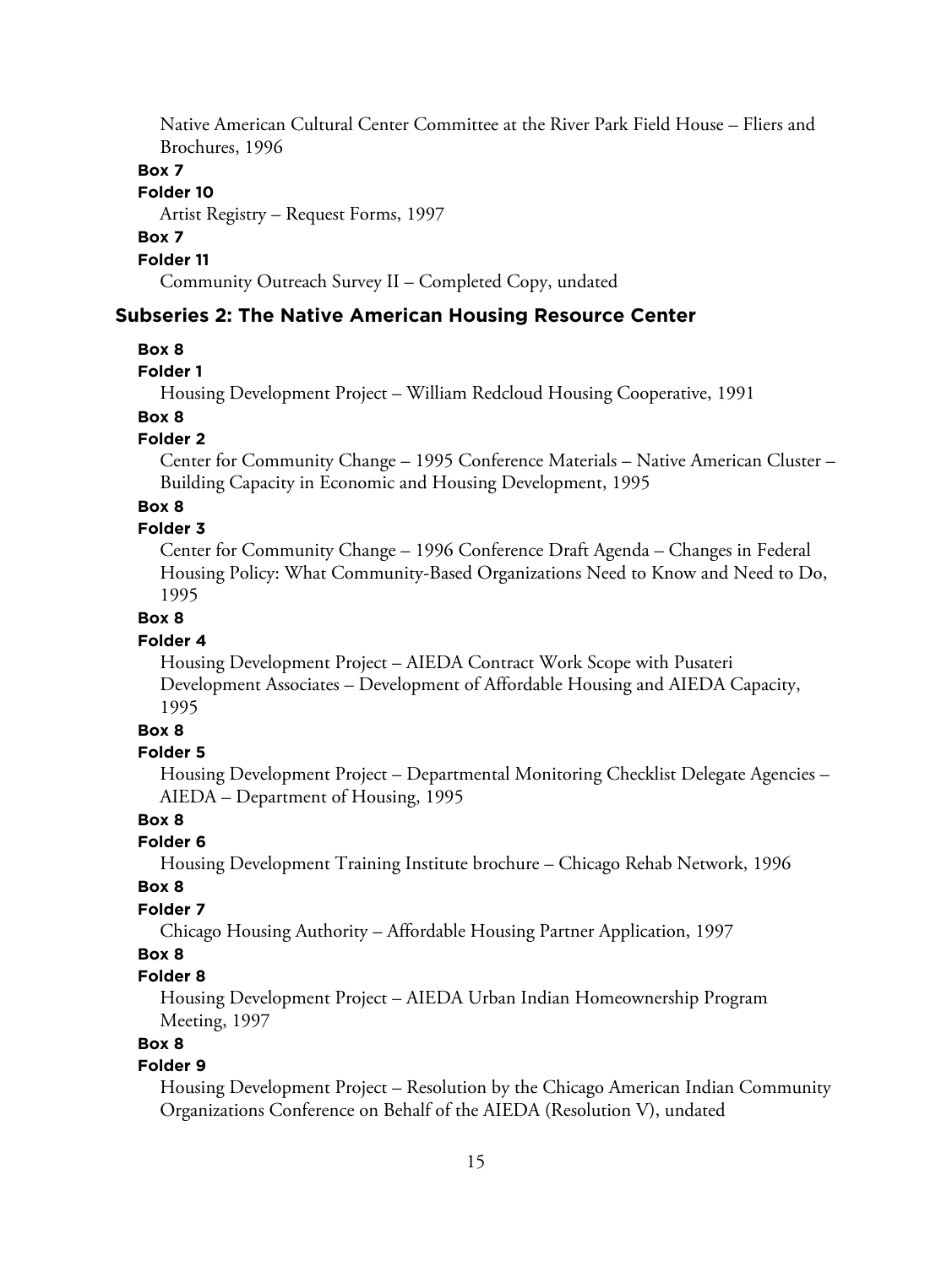Native American Cultural Center Committee at the River Park Field House – Fliers and Brochures, 1996

**Box 7**

**Folder 10**

Artist Registry – Request Forms, 1997

**Box 7**

**Folder 11**

Community Outreach Survey II – Completed Copy, undated

### Subseries 2: The Native American Housing Resource Center

**Box 8**

**Folder 1**

Housing Development Project – William Redcloud Housing Cooperative, 1991

**Box 8**

**Folder 2**

Center for Community Change – 1995 Conference Materials – Native American Cluster – Building Capacity in Economic and Housing Development, 1995

**Box 8**

**Folder 3**

Center for Community Change – 1996 Conference Draft Agenda – Changes in Federal Housing Policy: What Community-Based Organizations Need to Know and Need to Do, 1995

**Box 8**

**Folder 4**

Housing Development Project – AIEDA Contract Work Scope with Pusateri Development Associates – Development of Affordable Housing and AIEDA Capacity, 1995

**Box 8**

**Folder 5**

Housing Development Project – Departmental Monitoring Checklist Delegate Agencies – AIEDA – Department of Housing, 1995

**Box 8**

**Folder 6**

Housing Development Training Institute brochure – Chicago Rehab Network, 1996

**Box 8**

**Folder 7**

Chicago Housing Authority – Affordable Housing Partner Application, 1997

**Box 8**

**Folder 8**

Housing Development Project – AIEDA Urban Indian Homeownership Program Meeting, 1997

**Box 8**

**Folder 9**

Housing Development Project – Resolution by the Chicago American Indian Community Organizations Conference on Behalf of the AIEDA (Resolution V), undated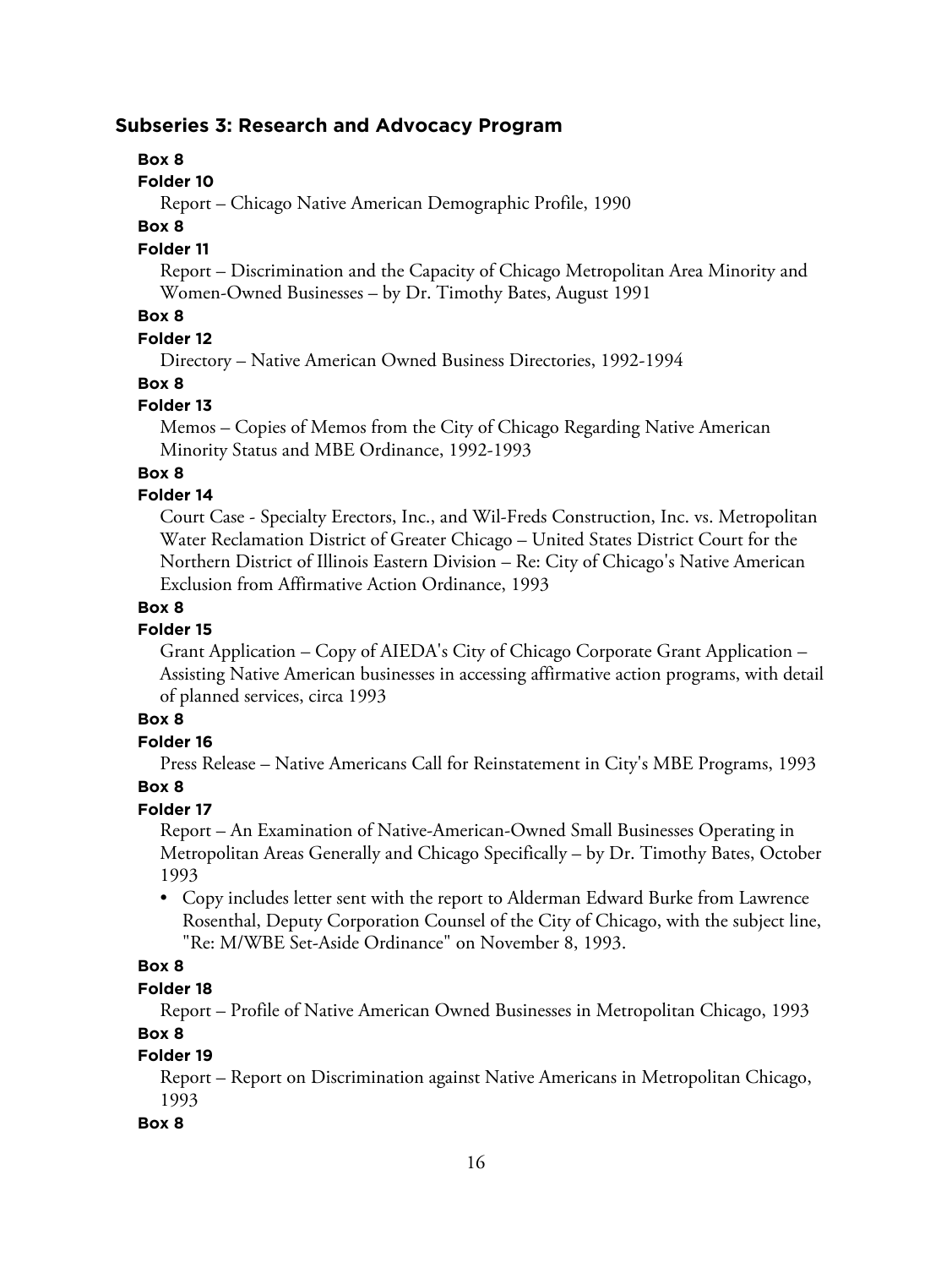### Subseries 3: Research and Advocacy Program

**Box 8**

**Folder 10**

Report – Chicago Native American Demographic Profile, 1990

**Box 8**

**Folder 11**

Report – Discrimination and the Capacity of Chicago Metropolitan Area Minority and Women-Owned Businesses – by Dr. Timothy Bates, August 1991

**Box 8**

**Folder 12**

Directory – Native American Owned Business Directories, 1992-1994

**Box 8**

**Folder 13**

Memos – Copies of Memos from the City of Chicago Regarding Native American Minority Status and MBE Ordinance, 1992-1993

**Box 8**

**Folder 14**

Court Case - Specialty Erectors, Inc., and Wil-Freds Construction, Inc. vs. Metropolitan Water Reclamation District of Greater Chicago – United States District Court for the Northern District of Illinois Eastern Division – Re: City of Chicago's Native American Exclusion from Affirmative Action Ordinance, 1993

**Box 8**

**Folder 15**

Grant Application – Copy of AIEDA's City of Chicago Corporate Grant Application – Assisting Native American businesses in accessing affirmative action programs, with detail of planned services, circa 1993

**Box 8**

**Folder 16**

Press Release – Native Americans Call for Reinstatement in City's MBE Programs, 1993

**Box 8**

**Folder 17**

Report – An Examination of Native-American-Owned Small Businesses Operating in Metropolitan Areas Generally and Chicago Specifically – by Dr. Timothy Bates, October 1993

- Copy includes letter sent with the report to Alderman Edward Burke from Lawrence Rosenthal, Deputy Corporation Counsel of the City of Chicago, with the subject line, "Re: M/WBE Set-Aside Ordinance" on November 8, 1993.

**Box 8**

**Folder 18**

Report – Profile of Native American Owned Businesses in Metropolitan Chicago, 1993

**Box 8**

**Folder 19**

Report – Report on Discrimination against Native Americans in Metropolitan Chicago, 1993

**Box 8**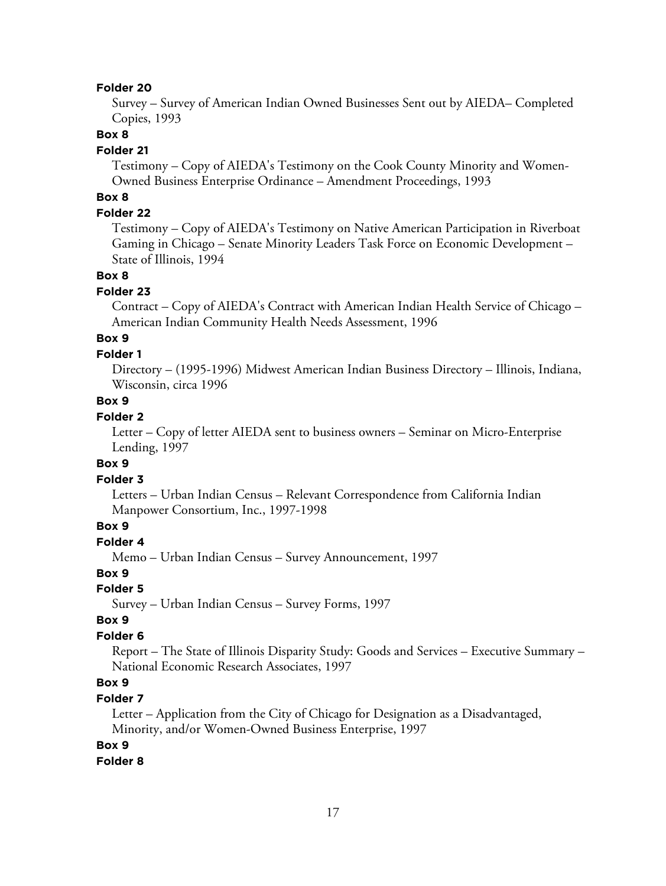**Folder 20**

Survey – Survey of American Indian Owned Businesses Sent out by AIEDA– Completed Copies, 1993

**Box 8**

**Folder 21**

Testimony – Copy of AIEDA's Testimony on the Cook County Minority and Women-Owned Business Enterprise Ordinance – Amendment Proceedings, 1993

**Box 8**

**Folder 22**

Testimony – Copy of AIEDA's Testimony on Native American Participation in Riverboat Gaming in Chicago – Senate Minority Leaders Task Force on Economic Development – State of Illinois, 1994

**Box 8**

**Folder 23**

Contract – Copy of AIEDA's Contract with American Indian Health Service of Chicago – American Indian Community Health Needs Assessment, 1996

**Box 9**

**Folder 1**

Directory – (1995-1996) Midwest American Indian Business Directory – Illinois, Indiana, Wisconsin, circa 1996

**Box 9**

**Folder 2**

Letter – Copy of letter AIEDA sent to business owners – Seminar on Micro-Enterprise Lending, 1997

**Box 9**

**Folder 3**

Letters – Urban Indian Census – Relevant Correspondence from California Indian Manpower Consortium, Inc., 1997-1998

**Box 9**

**Folder 4**

Memo – Urban Indian Census – Survey Announcement, 1997

**Box 9**

**Folder 5**

Survey – Urban Indian Census – Survey Forms, 1997

**Box 9**

**Folder 6**

Report – The State of Illinois Disparity Study: Goods and Services – Executive Summary – National Economic Research Associates, 1997

**Box 9**

**Folder 7**

Letter – Application from the City of Chicago for Designation as a Disadvantaged, Minority, and/or Women-Owned Business Enterprise, 1997

**Box 9**

**Folder 8**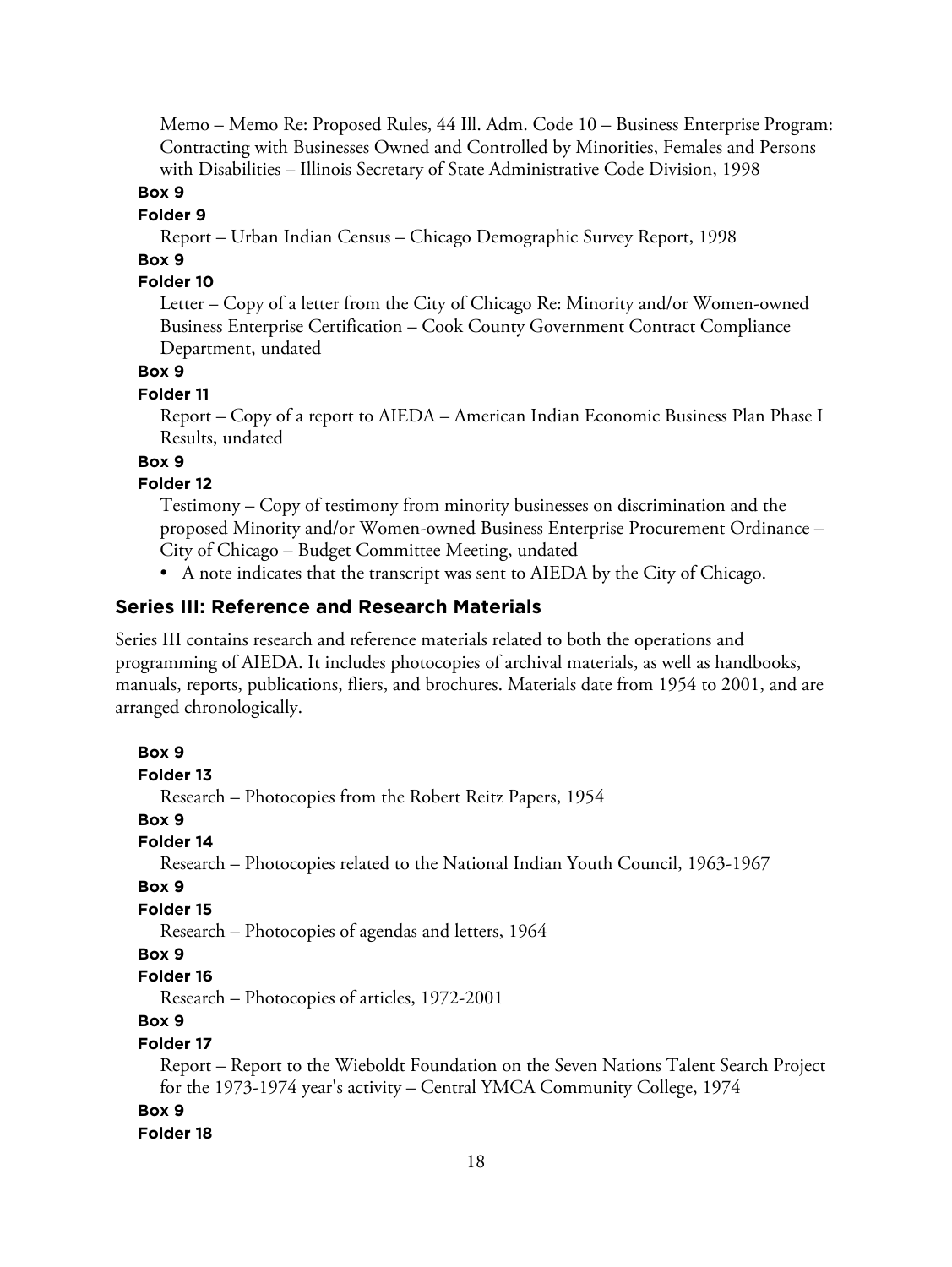Memo – Memo Re: Proposed Rules, 44 Ill. Adm. Code 10 – Business Enterprise Program: Contracting with Businesses Owned and Controlled by Minorities, Females and Persons with Disabilities – Illinois Secretary of State Administrative Code Division, 1998

**Box 9**

**Folder 9**

Report – Urban Indian Census – Chicago Demographic Survey Report, 1998

**Box 9**

**Folder 10**

Letter – Copy of a letter from the City of Chicago Re: Minority and/or Women-owned Business Enterprise Certification – Cook County Government Contract Compliance Department, undated

**Box 9**

**Folder 11**

Report – Copy of a report to AIEDA – American Indian Economic Business Plan Phase I Results, undated

**Box 9**

**Folder 12**

Testimony – Copy of testimony from minority businesses on discrimination and the proposed Minority and/or Women-owned Business Enterprise Procurement Ordinance – City of Chicago – Budget Committee Meeting, undated

- A note indicates that the transcript was sent to AIEDA by the City of Chicago.

## Series III: Reference and Research Materials

Series III contains research and reference materials related to both the operations and programming of AIEDA. It includes photocopies of archival materials, as well as handbooks, manuals, reports, publications, fliers, and brochures. Materials date from 1954 to 2001, and are arranged chronologically.

**Box 9**

**Folder 13**

Research – Photocopies from the Robert Reitz Papers, 1954

**Box 9**

**Folder 14**

Research – Photocopies related to the National Indian Youth Council, 1963-1967

**Box 9**

**Folder 15**

Research – Photocopies of agendas and letters, 1964

**Box 9**

**Folder 16**

Research – Photocopies of articles, 1972-2001

**Box 9**

**Folder 17**

Report – Report to the Wieboldt Foundation on the Seven Nations Talent Search Project for the 1973-1974 year's activity – Central YMCA Community College, 1974

**Box 9**

**Folder 18**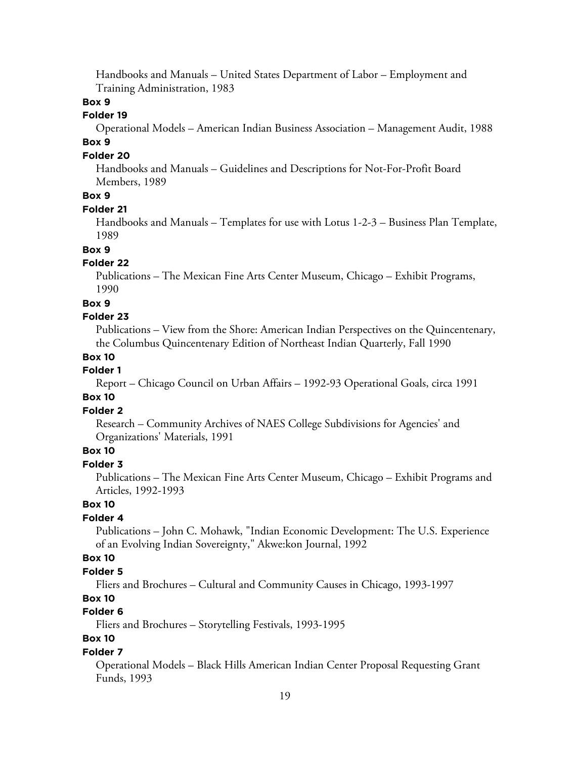Handbooks and Manuals – United States Department of Labor – Employment and Training Administration, 1983

**Box 9**

**Folder 19**

Operational Models – American Indian Business Association – Management Audit, 1988

**Box 9**

**Folder 20**

Handbooks and Manuals – Guidelines and Descriptions for Not-For-Profit Board Members, 1989

**Box 9**

**Folder 21**

Handbooks and Manuals – Templates for use with Lotus 1-2-3 – Business Plan Template, 1989

**Box 9**

**Folder 22**

Publications – The Mexican Fine Arts Center Museum, Chicago – Exhibit Programs, 1990

**Box 9**

**Folder 23**

Publications – View from the Shore: American Indian Perspectives on the Quincentenary, the Columbus Quincentenary Edition of Northeast Indian Quarterly, Fall 1990

**Box 10**

**Folder 1**

Report – Chicago Council on Urban Affairs – 1992-93 Operational Goals, circa 1991

**Box 10**

**Folder 2**

Research – Community Archives of NAES College Subdivisions for Agencies' and Organizations' Materials, 1991

**Box 10**

**Folder 3**

Publications – The Mexican Fine Arts Center Museum, Chicago – Exhibit Programs and Articles, 1992-1993

**Box 10**

**Folder 4**

Publications – John C. Mohawk, "Indian Economic Development: The U.S. Experience of an Evolving Indian Sovereignty," Akwe:kon Journal, 1992

**Box 10**

**Folder 5**

Fliers and Brochures – Cultural and Community Causes in Chicago, 1993-1997

**Box 10**

**Folder 6**

Fliers and Brochures – Storytelling Festivals, 1993-1995

**Box 10**

**Folder 7**

Operational Models – Black Hills American Indian Center Proposal Requesting Grant Funds, 1993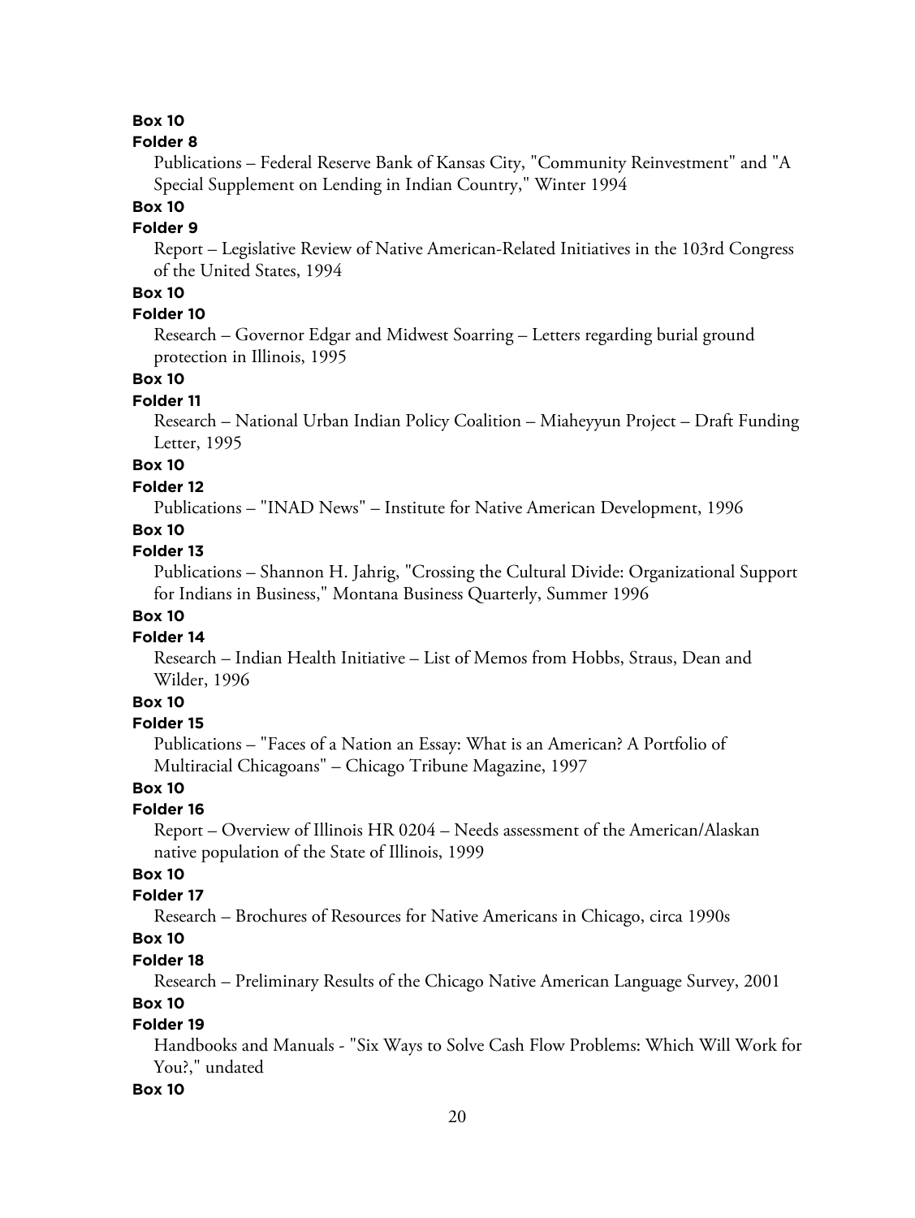**Box 10**

**Folder 8**

Publications – Federal Reserve Bank of Kansas City, "Community Reinvestment" and "A Special Supplement on Lending in Indian Country," Winter 1994

**Box 10**

**Folder 9**

Report – Legislative Review of Native American-Related Initiatives in the 103rd Congress of the United States, 1994

**Box 10**

**Folder 10**

Research – Governor Edgar and Midwest Soarring – Letters regarding burial ground protection in Illinois, 1995

**Box 10**

**Folder 11**

Research – National Urban Indian Policy Coalition – Miaheyyun Project – Draft Funding Letter, 1995

**Box 10**

**Folder 12**

Publications – "INAD News" – Institute for Native American Development, 1996

**Box 10**

**Folder 13**

Publications – Shannon H. Jahrig, "Crossing the Cultural Divide: Organizational Support for Indians in Business," Montana Business Quarterly, Summer 1996

**Box 10**

**Folder 14**

Research – Indian Health Initiative – List of Memos from Hobbs, Straus, Dean and Wilder, 1996

**Box 10**

**Folder 15**

Publications – "Faces of a Nation an Essay: What is an American? A Portfolio of Multiracial Chicagoans" – Chicago Tribune Magazine, 1997

**Box 10**

**Folder 16**

Report – Overview of Illinois HR 0204 – Needs assessment of the American/Alaskan native population of the State of Illinois, 1999

**Box 10**

**Folder 17**

Research – Brochures of Resources for Native Americans in Chicago, circa 1990s

**Box 10**

**Folder 18**

Research – Preliminary Results of the Chicago Native American Language Survey, 2001

**Box 10**

**Folder 19**

Handbooks and Manuals - "Six Ways to Solve Cash Flow Problems: Which Will Work for You?," undated

**Box 10**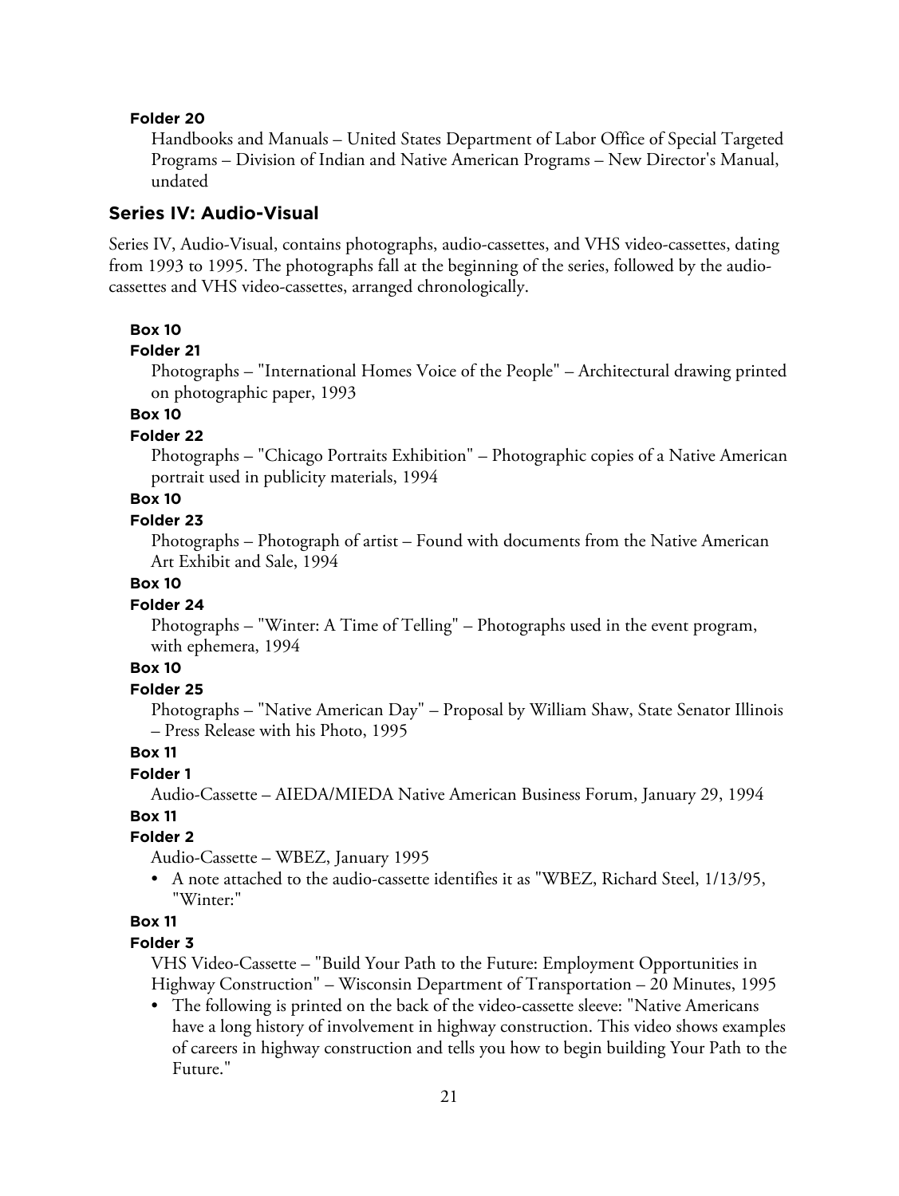**Folder 20**

Handbooks and Manuals – United States Department of Labor Office of Special Targeted Programs – Division of Indian and Native American Programs – New Director's Manual, undated

## Series IV: Audio-Visual

Series IV, Audio-Visual, contains photographs, audio-cassettes, and VHS video-cassettes, dating from 1993 to 1995. The photographs fall at the beginning of the series, followed by the audio-cassettes and VHS video-cassettes, arranged chronologically.

**Box 10**

**Folder 21**

Photographs – "International Homes Voice of the People" – Architectural drawing printed on photographic paper, 1993

**Box 10**

**Folder 22**

Photographs – "Chicago Portraits Exhibition" – Photographic copies of a Native American portrait used in publicity materials, 1994

**Box 10**

**Folder 23**

Photographs – Photograph of artist – Found with documents from the Native American Art Exhibit and Sale, 1994

**Box 10**

**Folder 24**

Photographs – "Winter: A Time of Telling" – Photographs used in the event program, with ephemera, 1994

**Box 10**

**Folder 25**

Photographs – "Native American Day" – Proposal by William Shaw, State Senator Illinois – Press Release with his Photo, 1995

**Box 11**

**Folder 1**

Audio-Cassette – AIEDA/MIEDA Native American Business Forum, January 29, 1994

**Box 11**

**Folder 2**

Audio-Cassette – WBEZ, January 1995

- A note attached to the audio-cassette identifies it as "WBEZ, Richard Steel, 1/13/95, "Winter:"

**Box 11**

**Folder 3**

VHS Video-Cassette – "Build Your Path to the Future: Employment Opportunities in Highway Construction" – Wisconsin Department of Transportation – 20 Minutes, 1995

- The following is printed on the back of the video-cassette sleeve: "Native Americans have a long history of involvement in highway construction. This video shows examples of careers in highway construction and tells you how to begin building Your Path to the Future."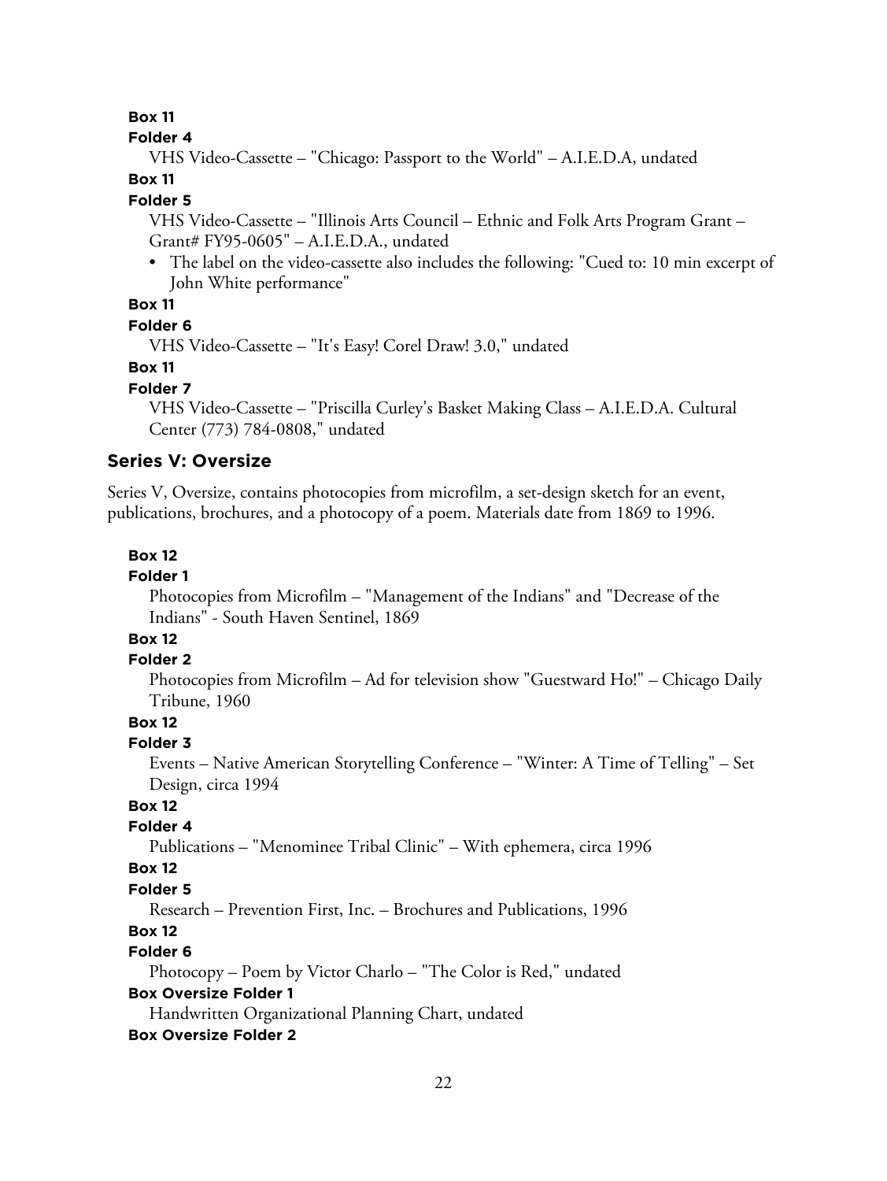**Box 11**

**Folder 4**

VHS Video-Cassette – "Chicago: Passport to the World" – A.I.E.D.A, undated

**Box 11**

**Folder 5**

VHS Video-Cassette – "Illinois Arts Council – Ethnic and Folk Arts Program Grant – Grant# FY95-0605" – A.I.E.D.A., undated

- The label on the video-cassette also includes the following: "Cued to: 10 min excerpt of John White performance"

**Box 11**

**Folder 6**

VHS Video-Cassette – "It's Easy! Corel Draw! 3.0," undated

**Box 11**

**Folder 7**

VHS Video-Cassette – "Priscilla Curley's Basket Making Class – A.I.E.D.A. Cultural Center (773) 784-0808," undated

## Series V: Oversize

Series V, Oversize, contains photocopies from microfilm, a set-design sketch for an event, publications, brochures, and a photocopy of a poem. Materials date from 1869 to 1996.

**Box 12**

**Folder 1**

Photocopies from Microfilm – "Management of the Indians" and "Decrease of the Indians" - South Haven Sentinel, 1869

**Box 12**

**Folder 2**

Photocopies from Microfilm – Ad for television show "Guestward Ho!" – Chicago Daily Tribune, 1960

**Box 12**

**Folder 3**

Events – Native American Storytelling Conference – "Winter: A Time of Telling" – Set Design, circa 1994

**Box 12**

**Folder 4**

Publications – "Menominee Tribal Clinic" – With ephemera, circa 1996

**Box 12**

**Folder 5**

Research – Prevention First, Inc. – Brochures and Publications, 1996

**Box 12**

**Folder 6**

Photocopy – Poem by Victor Charlo – "The Color is Red," undated

**Box Oversize Folder 1**

Handwritten Organizational Planning Chart, undated

**Box Oversize Folder 2**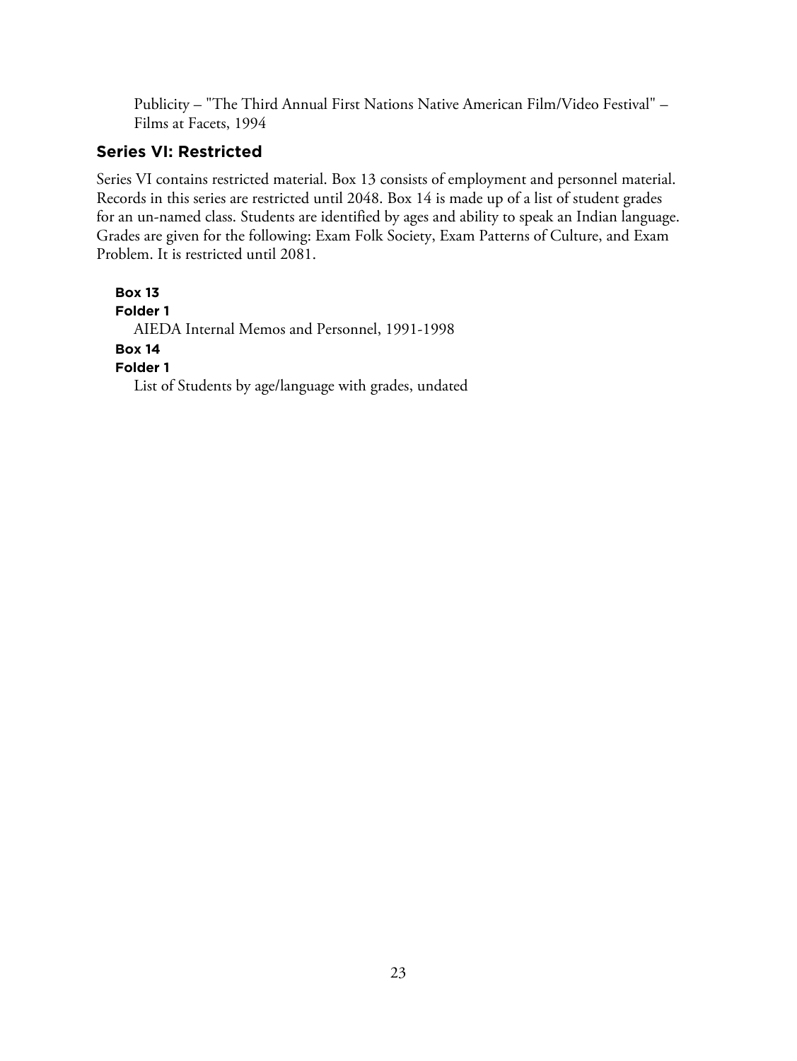Publicity – "The Third Annual First Nations Native American Film/Video Festival" – Films at Facets, 1994

## Series VI: Restricted

Series VI contains restricted material. Box 13 consists of employment and personnel material. Records in this series are restricted until 2048. Box 14 is made up of a list of student grades for an un-named class. Students are identified by ages and ability to speak an Indian language. Grades are given for the following: Exam Folk Society, Exam Patterns of Culture, and Exam Problem. It is restricted until 2081.

**Box 13**

**Folder 1**

AIEDA Internal Memos and Personnel, 1991-1998

**Box 14**

**Folder 1**

List of Students by age/language with grades, undated